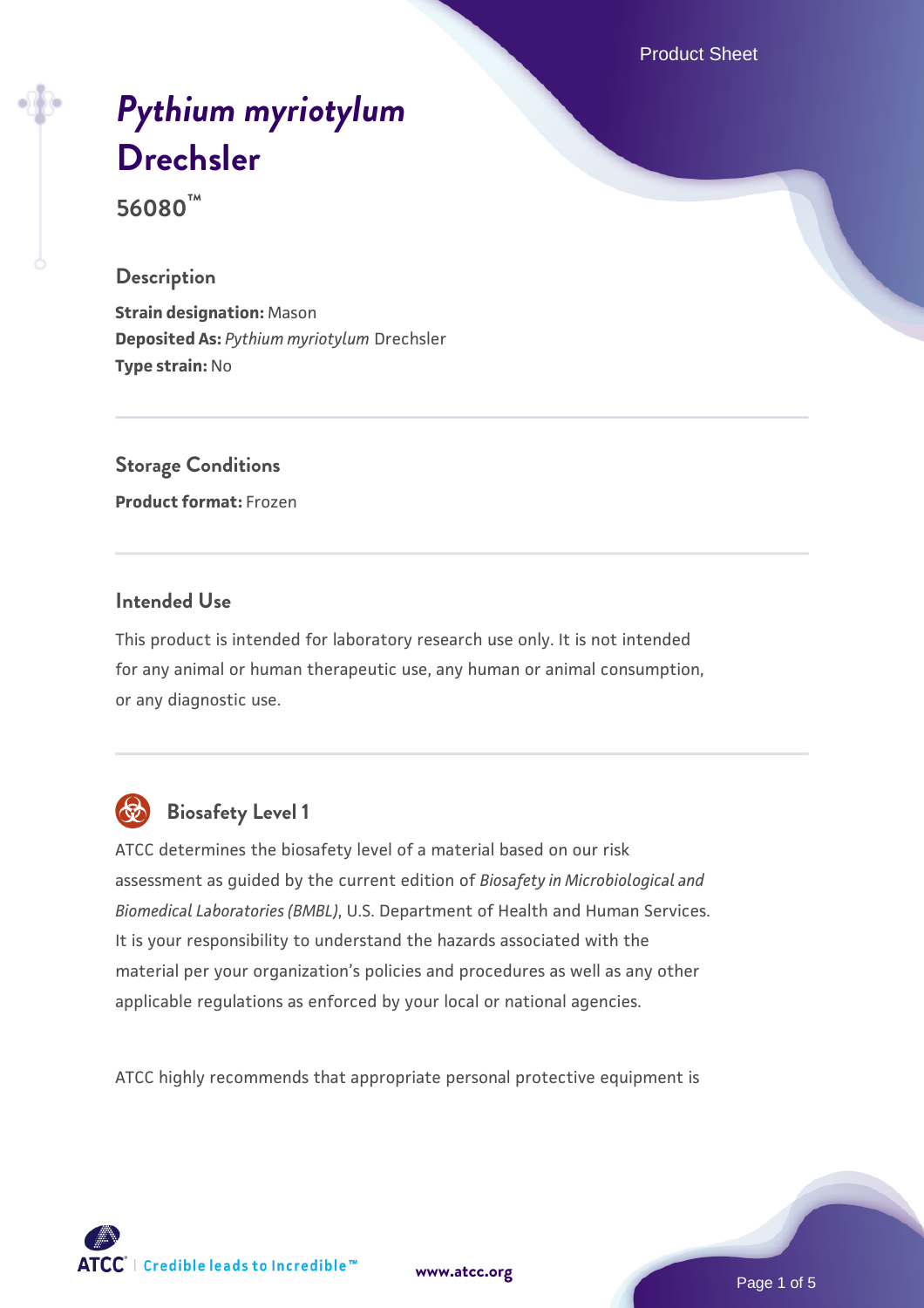# *Pythium myriotylum* Drechsler

**56080™**

## Description

**Strain designation:** Mason
**Deposited As:** *Pythium myriotylum* Drechsler
**Type strain:** No

## Storage Conditions

**Product format:** Frozen

## Intended Use

This product is intended for laboratory research use only. It is not intended for any animal or human therapeutic use, any human or animal consumption, or any diagnostic use.

## Biosafety Level 1

ATCC determines the biosafety level of a material based on our risk assessment as guided by the current edition of *Biosafety in Microbiological and Biomedical Laboratories (BMBL)*, U.S. Department of Health and Human Services. It is your responsibility to understand the hazards associated with the material per your organization's policies and procedures as well as any other applicable regulations as enforced by your local or national agencies.

ATCC highly recommends that appropriate personal protective equipment is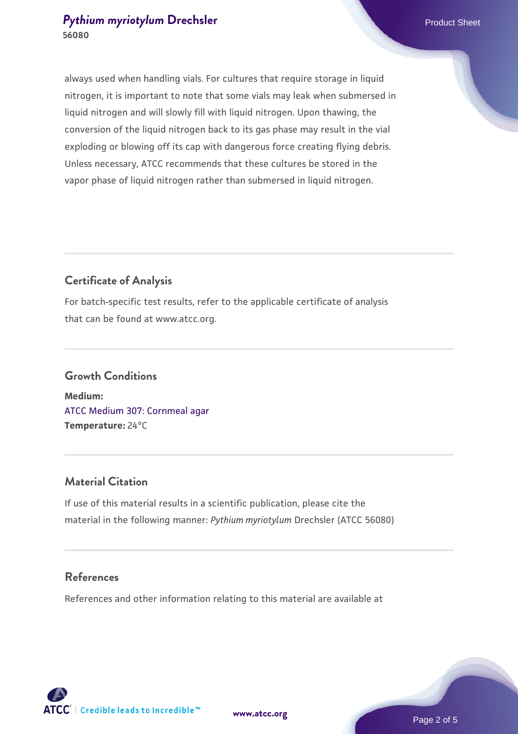always used when handling vials. For cultures that require storage in liquid nitrogen, it is important to note that some vials may leak when submersed in liquid nitrogen and will slowly fill with liquid nitrogen. Upon thawing, the conversion of the liquid nitrogen back to its gas phase may result in the vial exploding or blowing off its cap with dangerous force creating flying debris. Unless necessary, ATCC recommends that these cultures be stored in the vapor phase of liquid nitrogen rather than submersed in liquid nitrogen.

## Certificate of Analysis

For batch-specific test results, refer to the applicable certificate of analysis that can be found at www.atcc.org.

## Growth Conditions

**Medium:**
ATCC Medium 307: Cornmeal agar
**Temperature:** 24°C

## Material Citation

If use of this material results in a scientific publication, please cite the material in the following manner: *Pythium myriotylum* Drechsler (ATCC 56080)

## References

References and other information relating to this material are available at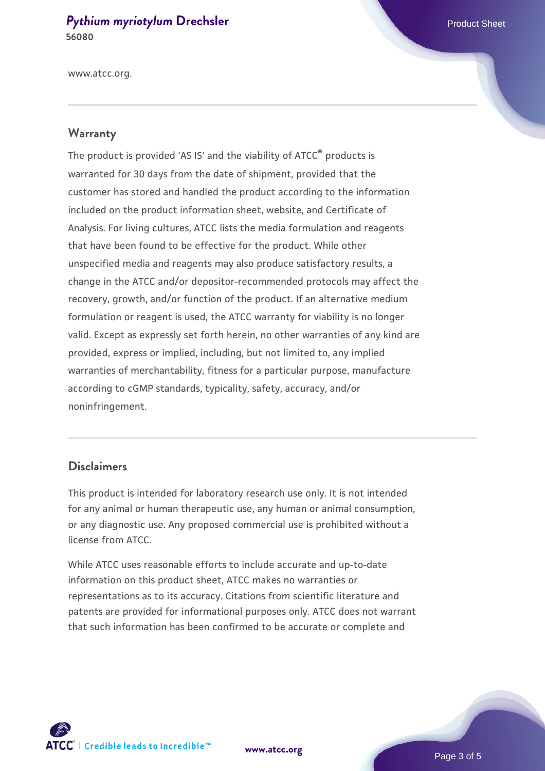www.atcc.org.

## Warranty

The product is provided 'AS IS' and the viability of ATCC® products is warranted for 30 days from the date of shipment, provided that the customer has stored and handled the product according to the information included on the product information sheet, website, and Certificate of Analysis. For living cultures, ATCC lists the media formulation and reagents that have been found to be effective for the product. While other unspecified media and reagents may also produce satisfactory results, a change in the ATCC and/or depositor-recommended protocols may affect the recovery, growth, and/or function of the product. If an alternative medium formulation or reagent is used, the ATCC warranty for viability is no longer valid. Except as expressly set forth herein, no other warranties of any kind are provided, express or implied, including, but not limited to, any implied warranties of merchantability, fitness for a particular purpose, manufacture according to cGMP standards, typicality, safety, accuracy, and/or noninfringement.

## Disclaimers

This product is intended for laboratory research use only. It is not intended for any animal or human therapeutic use, any human or animal consumption, or any diagnostic use. Any proposed commercial use is prohibited without a license from ATCC.

While ATCC uses reasonable efforts to include accurate and up-to-date information on this product sheet, ATCC makes no warranties or representations as to its accuracy. Citations from scientific literature and patents are provided for informational purposes only. ATCC does not warrant that such information has been confirmed to be accurate or complete and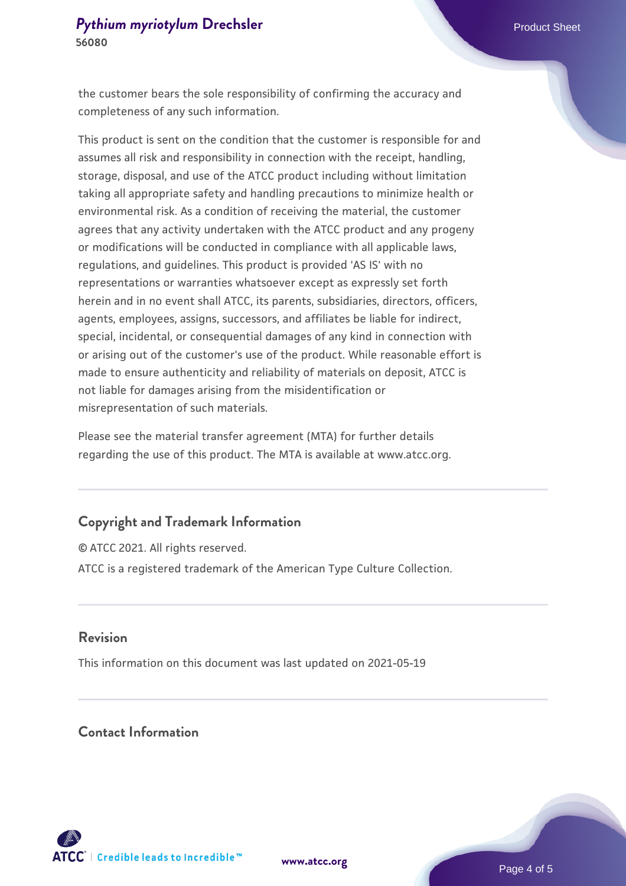the customer bears the sole responsibility of confirming the accuracy and completeness of any such information.

This product is sent on the condition that the customer is responsible for and assumes all risk and responsibility in connection with the receipt, handling, storage, disposal, and use of the ATCC product including without limitation taking all appropriate safety and handling precautions to minimize health or environmental risk. As a condition of receiving the material, the customer agrees that any activity undertaken with the ATCC product and any progeny or modifications will be conducted in compliance with all applicable laws, regulations, and guidelines. This product is provided 'AS IS' with no representations or warranties whatsoever except as expressly set forth herein and in no event shall ATCC, its parents, subsidiaries, directors, officers, agents, employees, assigns, successors, and affiliates be liable for indirect, special, incidental, or consequential damages of any kind in connection with or arising out of the customer's use of the product. While reasonable effort is made to ensure authenticity and reliability of materials on deposit, ATCC is not liable for damages arising from the misidentification or misrepresentation of such materials.

Please see the material transfer agreement (MTA) for further details regarding the use of this product. The MTA is available at www.atcc.org.

## Copyright and Trademark Information

© ATCC 2021. All rights reserved.

ATCC is a registered trademark of the American Type Culture Collection.

## Revision

This information on this document was last updated on 2021-05-19

## Contact Information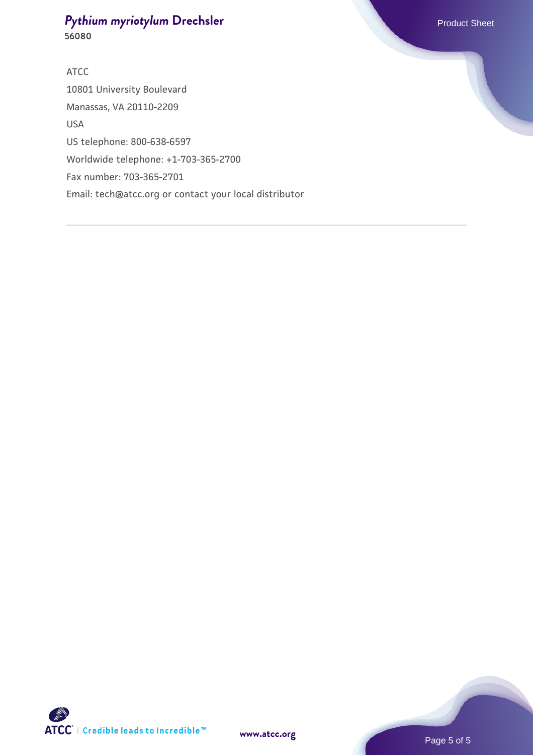ATCC

10801 University Boulevard

Manassas, VA 20110-2209

USA

US telephone: 800-638-6597

Worldwide telephone: +1-703-365-2700

Fax number: 703-365-2701

Email: tech@atcc.org or contact your local distributor